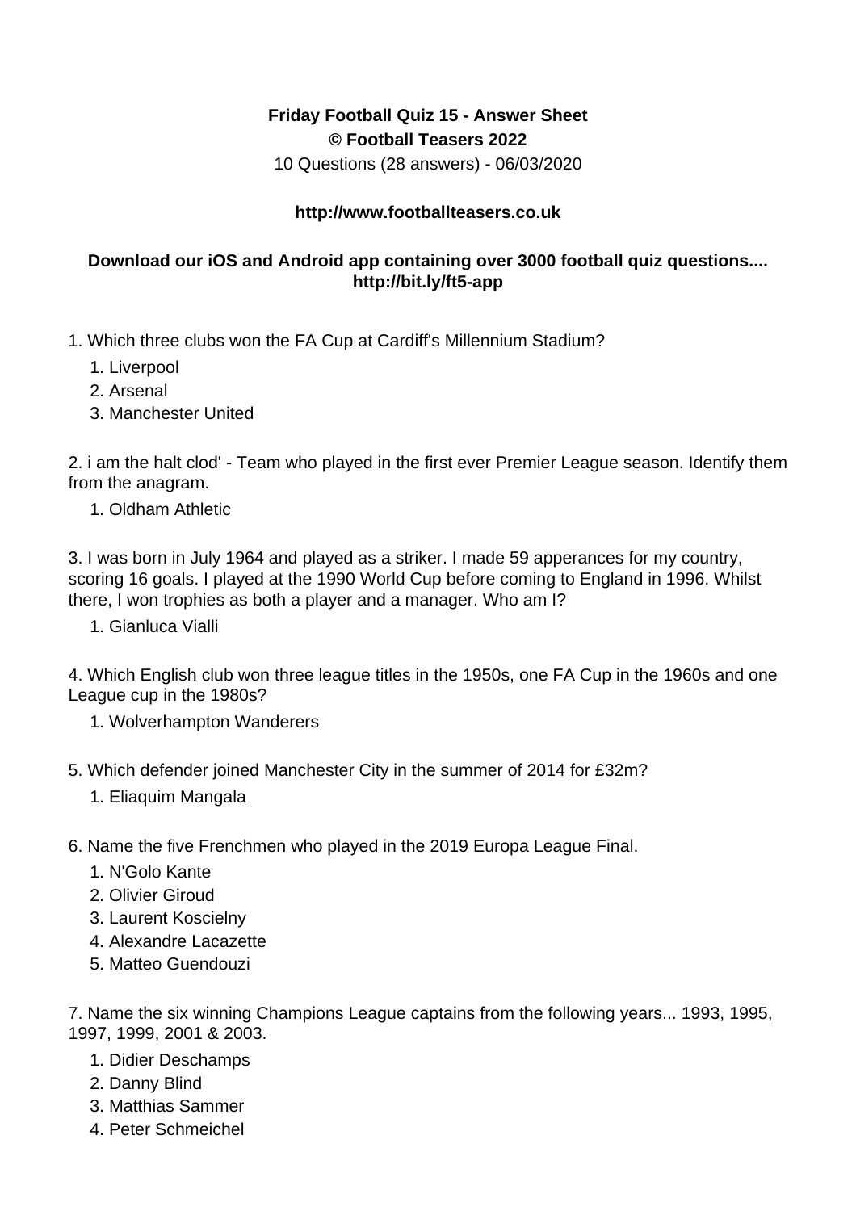**Friday Football Quiz 15 - Answer Sheet**
**© Football Teasers 2022**
10 Questions (28 answers) - 06/03/2020

**http://www.footballteasers.co.uk**

**Download our iOS and Android app containing over 3000 football quiz questions.... http://bit.ly/ft5-app**

1. Which three clubs won the FA Cup at Cardiff's Millennium Stadium?
    1. Liverpool
    2. Arsenal
    3. Manchester United

2. i am the halt clod' - Team who played in the first ever Premier League season. Identify them from the anagram.
    1. Oldham Athletic

3. I was born in July 1964 and played as a striker. I made 59 apperances for my country, scoring 16 goals. I played at the 1990 World Cup before coming to England in 1996. Whilst there, I won trophies as both a player and a manager. Who am I?
    1. Gianluca Vialli

4. Which English club won three league titles in the 1950s, one FA Cup in the 1960s and one League cup in the 1980s?
    1. Wolverhampton Wanderers

5. Which defender joined Manchester City in the summer of 2014 for £32m?
    1. Eliaquim Mangala

6. Name the five Frenchmen who played in the 2019 Europa League Final.
    1. N'Golo Kante
    2. Olivier Giroud
    3. Laurent Koscielny
    4. Alexandre Lacazette
    5. Matteo Guendouzi

7. Name the six winning Champions League captains from the following years... 1993, 1995, 1997, 1999, 2001 & 2003.
    1. Didier Deschamps
    2. Danny Blind
    3. Matthias Sammer
    4. Peter Schmeichel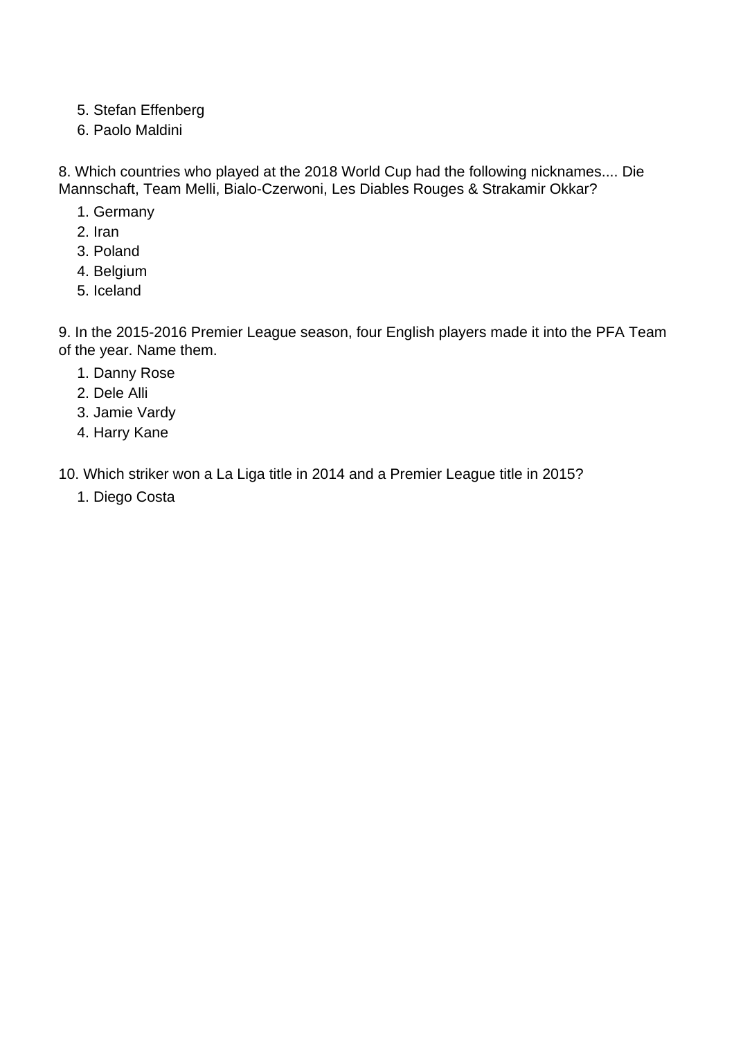5. Stefan Effenberg
6. Paolo Maldini

8. Which countries who played at the 2018 World Cup had the following nicknames.... Die Mannschaft, Team Melli, Bialo-Czerwoni, Les Diables Rouges & Strakamir Okkar?

1. Germany
2. Iran
3. Poland
4. Belgium
5. Iceland

9. In the 2015-2016 Premier League season, four English players made it into the PFA Team of the year. Name them.

1. Danny Rose
2. Dele Alli
3. Jamie Vardy
4. Harry Kane

10. Which striker won a La Liga title in 2014 and a Premier League title in 2015?

1. Diego Costa